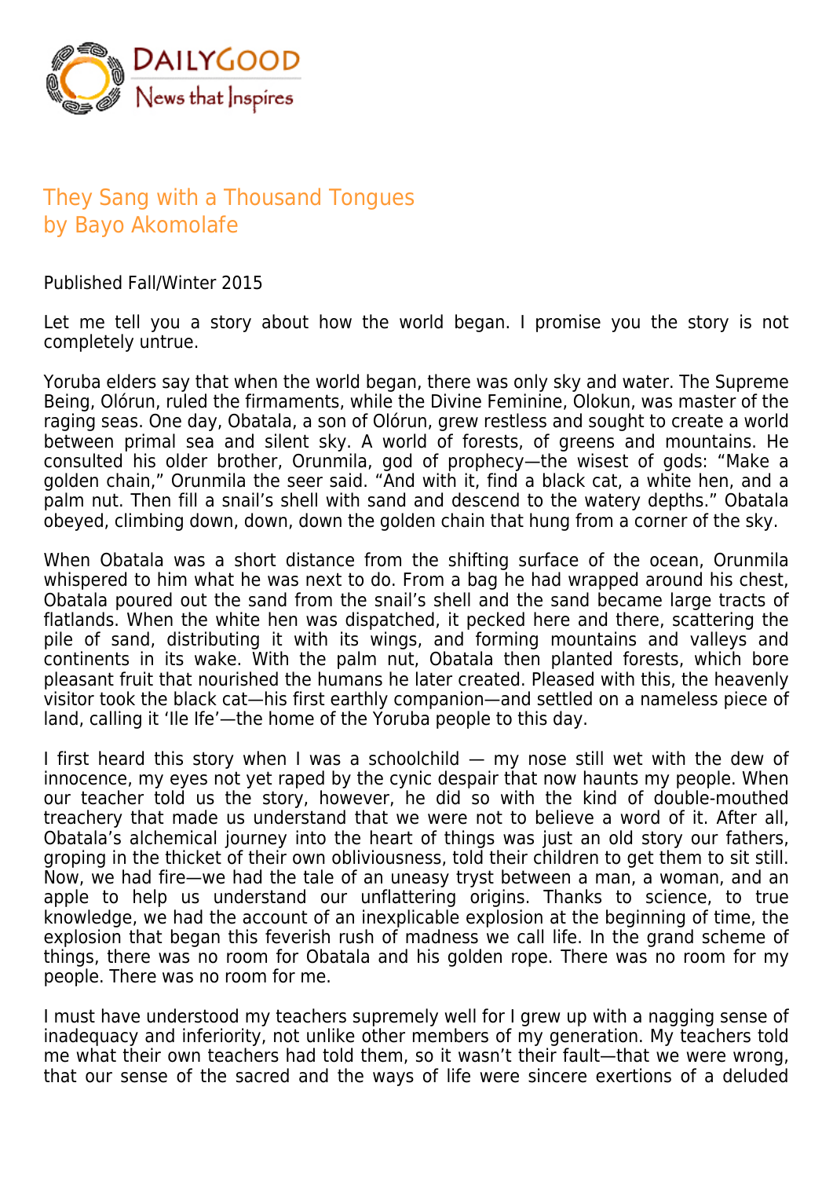# They Sang with a Thousand Tongues

## by Bayo Akomolafe

Published Fall/Winter 2015

Let me tell you a story about how the world began. I promise you the story is not completely untrue.

Yoruba elders say that when the world began, there was only sky and water. The Supreme Being, Olórun, ruled the firmaments, while the Divine Feminine, Olokun, was master of the raging seas. One day, Obatala, a son of Olórun, grew restless and sought to create a world between primal sea and silent sky. A world of forests, of greens and mountains. He consulted his older brother, Orunmila, god of prophecy—the wisest of gods: "Make a golden chain," Orunmila the seer said. "And with it, find a black cat, a white hen, and a palm nut. Then fill a snail's shell with sand and descend to the watery depths." Obatala obeyed, climbing down, down, down the golden chain that hung from a corner of the sky.

When Obatala was a short distance from the shifting surface of the ocean, Orunmila whispered to him what he was next to do. From a bag he had wrapped around his chest, Obatala poured out the sand from the snail's shell and the sand became large tracts of flatlands. When the white hen was dispatched, it pecked here and there, scattering the pile of sand, distributing it with its wings, and forming mountains and valleys and continents in its wake. With the palm nut, Obatala then planted forests, which bore pleasant fruit that nourished the humans he later created. Pleased with this, the heavenly visitor took the black cat—his first earthly companion—and settled on a nameless piece of land, calling it 'Ile Ife'—the home of the Yoruba people to this day.

I first heard this story when I was a schoolchild — my nose still wet with the dew of innocence, my eyes not yet raped by the cynic despair that now haunts my people. When our teacher told us the story, however, he did so with the kind of double-mouthed treachery that made us understand that we were not to believe a word of it. After all, Obatala's alchemical journey into the heart of things was just an old story our fathers, groping in the thicket of their own obliviousness, told their children to get them to sit still. Now, we had fire—we had the tale of an uneasy tryst between a man, a woman, and an apple to help us understand our unflattering origins. Thanks to science, to true knowledge, we had the account of an inexplicable explosion at the beginning of time, the explosion that began this feverish rush of madness we call life. In the grand scheme of things, there was no room for Obatala and his golden rope. There was no room for my people. There was no room for me.

I must have understood my teachers supremely well for I grew up with a nagging sense of inadequacy and inferiority, not unlike other members of my generation. My teachers told me what their own teachers had told them, so it wasn't their fault—that we were wrong, that our sense of the sacred and the ways of life were sincere exertions of a deluded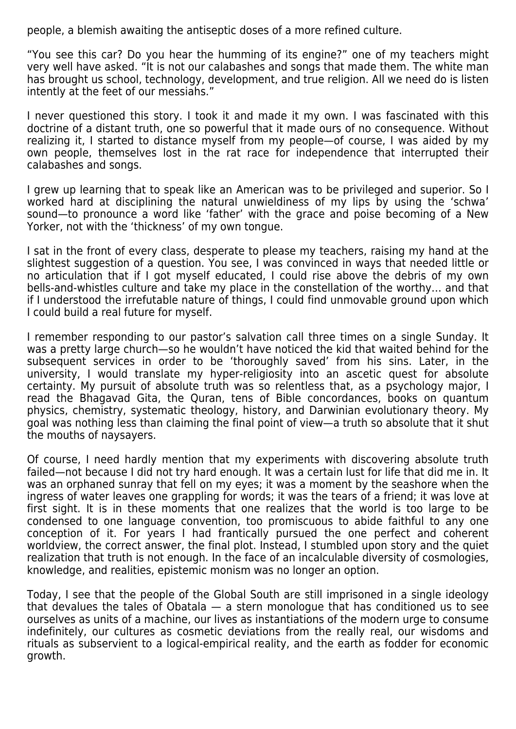people, a blemish awaiting the antiseptic doses of a more refined culture.

"You see this car? Do you hear the humming of its engine?" one of my teachers might very well have asked. "It is not our calabashes and songs that made them. The white man has brought us school, technology, development, and true religion. All we need do is listen intently at the feet of our messiahs."

I never questioned this story. I took it and made it my own. I was fascinated with this doctrine of a distant truth, one so powerful that it made ours of no consequence. Without realizing it, I started to distance myself from my people—of course, I was aided by my own people, themselves lost in the rat race for independence that interrupted their calabashes and songs.

I grew up learning that to speak like an American was to be privileged and superior. So I worked hard at disciplining the natural unwieldiness of my lips by using the 'schwa' sound—to pronounce a word like 'father' with the grace and poise becoming of a New Yorker, not with the 'thickness' of my own tongue.

I sat in the front of every class, desperate to please my teachers, raising my hand at the slightest suggestion of a question. You see, I was convinced in ways that needed little or no articulation that if I got myself educated, I could rise above the debris of my own bells-and-whistles culture and take my place in the constellation of the worthy… and that if I understood the irrefutable nature of things, I could find unmovable ground upon which I could build a real future for myself.

I remember responding to our pastor's salvation call three times on a single Sunday. It was a pretty large church—so he wouldn't have noticed the kid that waited behind for the subsequent services in order to be 'thoroughly saved' from his sins. Later, in the university, I would translate my hyper-religiosity into an ascetic quest for absolute certainty. My pursuit of absolute truth was so relentless that, as a psychology major, I read the Bhagavad Gita, the Quran, tens of Bible concordances, books on quantum physics, chemistry, systematic theology, history, and Darwinian evolutionary theory. My goal was nothing less than claiming the final point of view—a truth so absolute that it shut the mouths of naysayers.

Of course, I need hardly mention that my experiments with discovering absolute truth failed—not because I did not try hard enough. It was a certain lust for life that did me in. It was an orphaned sunray that fell on my eyes; it was a moment by the seashore when the ingress of water leaves one grappling for words; it was the tears of a friend; it was love at first sight. It is in these moments that one realizes that the world is too large to be condensed to one language convention, too promiscuous to abide faithful to any one conception of it. For years I had frantically pursued the one perfect and coherent worldview, the correct answer, the final plot. Instead, I stumbled upon story and the quiet realization that truth is not enough. In the face of an incalculable diversity of cosmologies, knowledge, and realities, epistemic monism was no longer an option.

Today, I see that the people of the Global South are still imprisoned in a single ideology that devalues the tales of Obatala — a stern monologue that has conditioned us to see ourselves as units of a machine, our lives as instantiations of the modern urge to consume indefinitely, our cultures as cosmetic deviations from the really real, our wisdoms and rituals as subservient to a logical-empirical reality, and the earth as fodder for economic growth.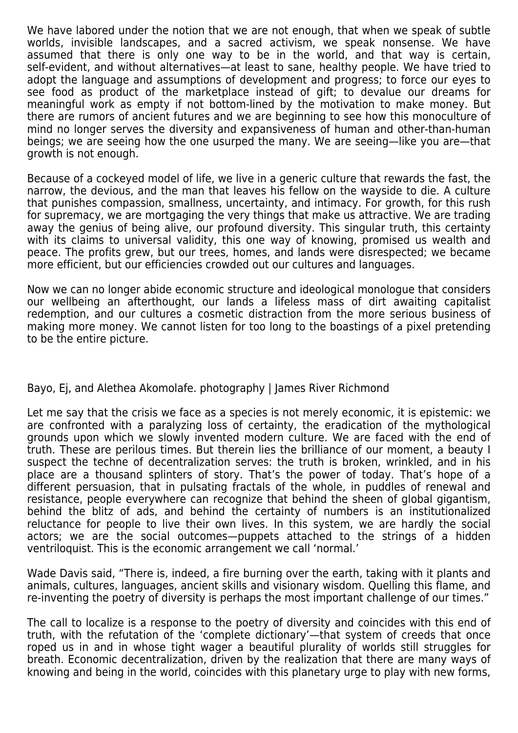We have labored under the notion that we are not enough, that when we speak of subtle worlds, invisible landscapes, and a sacred activism, we speak nonsense. We have assumed that there is only one way to be in the world, and that way is certain, self-evident, and without alternatives—at least to sane, healthy people. We have tried to adopt the language and assumptions of development and progress; to force our eyes to see food as product of the marketplace instead of gift; to devalue our dreams for meaningful work as empty if not bottom-lined by the motivation to make money. But there are rumors of ancient futures and we are beginning to see how this monoculture of mind no longer serves the diversity and expansiveness of human and other-than-human beings; we are seeing how the one usurped the many. We are seeing—like you are—that growth is not enough.

Because of a cockeyed model of life, we live in a generic culture that rewards the fast, the narrow, the devious, and the man that leaves his fellow on the wayside to die. A culture that punishes compassion, smallness, uncertainty, and intimacy. For growth, for this rush for supremacy, we are mortgaging the very things that make us attractive. We are trading away the genius of being alive, our profound diversity. This singular truth, this certainty with its claims to universal validity, this one way of knowing, promised us wealth and peace. The profits grew, but our trees, homes, and lands were disrespected; we became more efficient, but our efficiencies crowded out our cultures and languages.

Now we can no longer abide economic structure and ideological monologue that considers our wellbeing an afterthought, our lands a lifeless mass of dirt awaiting capitalist redemption, and our cultures a cosmetic distraction from the more serious business of making more money. We cannot listen for too long to the boastings of a pixel pretending to be the entire picture.

Bayo, Ej, and Alethea Akomolafe. photography | James River Richmond

Let me say that the crisis we face as a species is not merely economic, it is epistemic: we are confronted with a paralyzing loss of certainty, the eradication of the mythological grounds upon which we slowly invented modern culture. We are faced with the end of truth. These are perilous times. But therein lies the brilliance of our moment, a beauty I suspect the techne of decentralization serves: the truth is broken, wrinkled, and in his place are a thousand splinters of story. That's the power of today. That's hope of a different persuasion, that in pulsating fractals of the whole, in puddles of renewal and resistance, people everywhere can recognize that behind the sheen of global gigantism, behind the blitz of ads, and behind the certainty of numbers is an institutionalized reluctance for people to live their own lives. In this system, we are hardly the social actors; we are the social outcomes—puppets attached to the strings of a hidden ventriloquist. This is the economic arrangement we call 'normal.'

Wade Davis said, "There is, indeed, a fire burning over the earth, taking with it plants and animals, cultures, languages, ancient skills and visionary wisdom. Quelling this flame, and re-inventing the poetry of diversity is perhaps the most important challenge of our times."

The call to localize is a response to the poetry of diversity and coincides with this end of truth, with the refutation of the 'complete dictionary'—that system of creeds that once roped us in and in whose tight wager a beautiful plurality of worlds still struggles for breath. Economic decentralization, driven by the realization that there are many ways of knowing and being in the world, coincides with this planetary urge to play with new forms,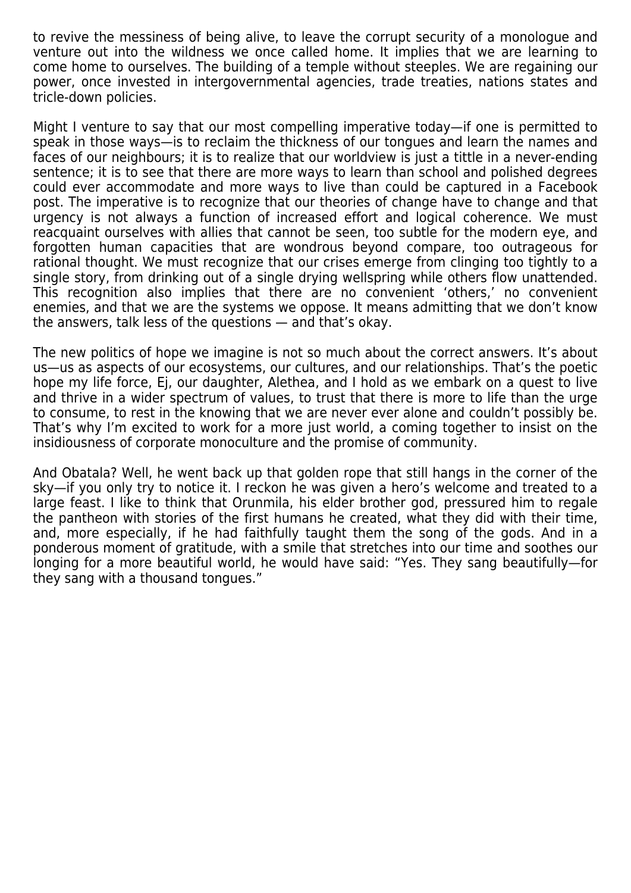to revive the messiness of being alive, to leave the corrupt security of a monologue and venture out into the wildness we once called home. It implies that we are learning to come home to ourselves. The building of a temple without steeples. We are regaining our power, once invested in intergovernmental agencies, trade treaties, nations states and tricle-down policies.

Might I venture to say that our most compelling imperative today—if one is permitted to speak in those ways—is to reclaim the thickness of our tongues and learn the names and faces of our neighbours; it is to realize that our worldview is just a tittle in a never-ending sentence; it is to see that there are more ways to learn than school and polished degrees could ever accommodate and more ways to live than could be captured in a Facebook post. The imperative is to recognize that our theories of change have to change and that urgency is not always a function of increased effort and logical coherence. We must reacquaint ourselves with allies that cannot be seen, too subtle for the modern eye, and forgotten human capacities that are wondrous beyond compare, too outrageous for rational thought. We must recognize that our crises emerge from clinging too tightly to a single story, from drinking out of a single drying wellspring while others flow unattended. This recognition also implies that there are no convenient 'others,' no convenient enemies, and that we are the systems we oppose. It means admitting that we don't know the answers, talk less of the questions — and that's okay.

The new politics of hope we imagine is not so much about the correct answers. It's about us—us as aspects of our ecosystems, our cultures, and our relationships. That's the poetic hope my life force, Ej, our daughter, Alethea, and I hold as we embark on a quest to live and thrive in a wider spectrum of values, to trust that there is more to life than the urge to consume, to rest in the knowing that we are never ever alone and couldn't possibly be. That's why I'm excited to work for a more just world, a coming together to insist on the insidiousness of corporate monoculture and the promise of community.

And Obatala? Well, he went back up that golden rope that still hangs in the corner of the sky—if you only try to notice it. I reckon he was given a hero's welcome and treated to a large feast. I like to think that Orunmila, his elder brother god, pressured him to regale the pantheon with stories of the first humans he created, what they did with their time, and, more especially, if he had faithfully taught them the song of the gods. And in a ponderous moment of gratitude, with a smile that stretches into our time and soothes our longing for a more beautiful world, he would have said: "Yes. They sang beautifully—for they sang with a thousand tongues."